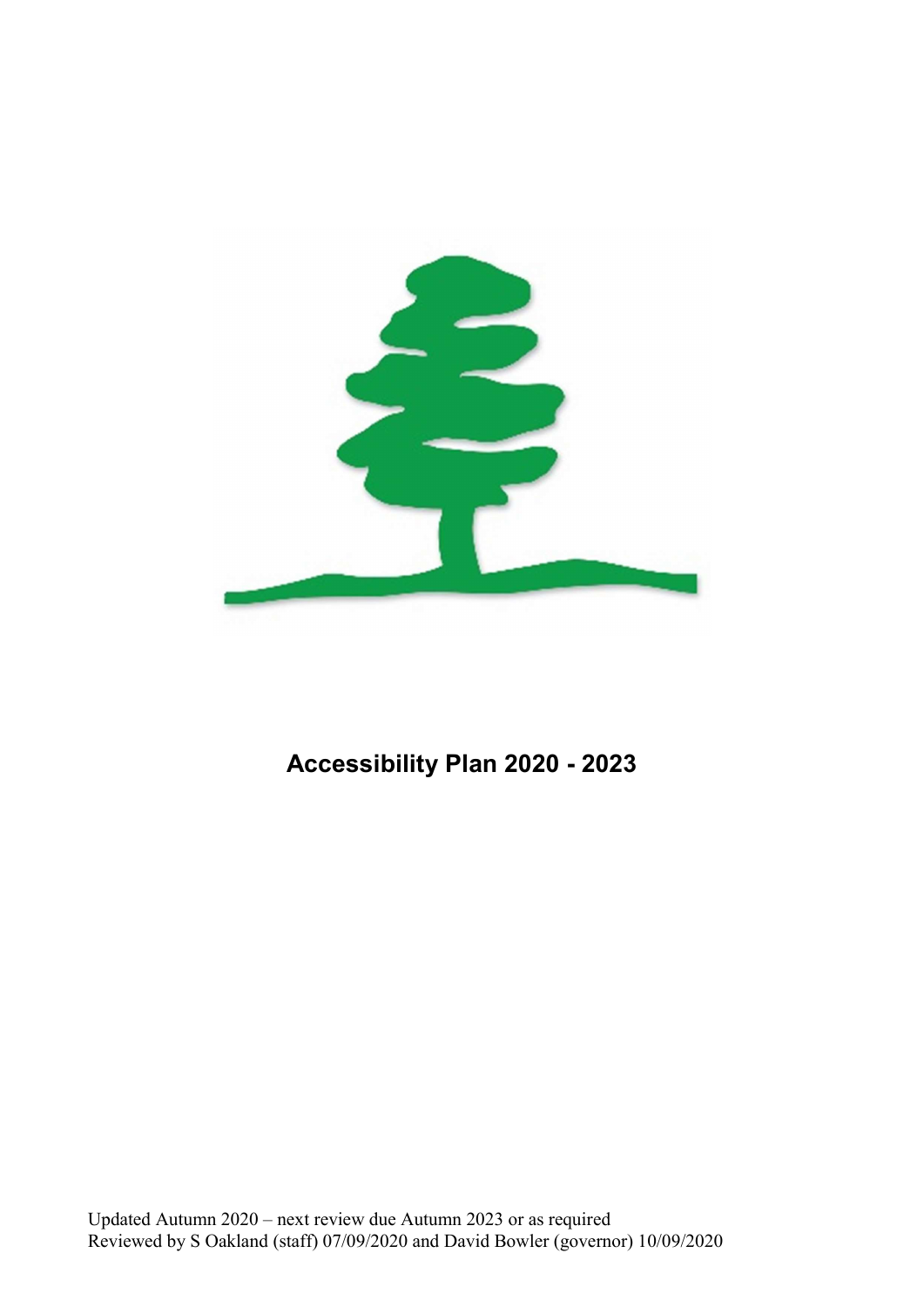# Accessibility Plan 2020 - 2023

Updated Autumn 2020 – next review due Autumn 2023 or as required
Reviewed by S Oakland (staff) 07/09/2020 and David Bowler (governor) 10/09/2020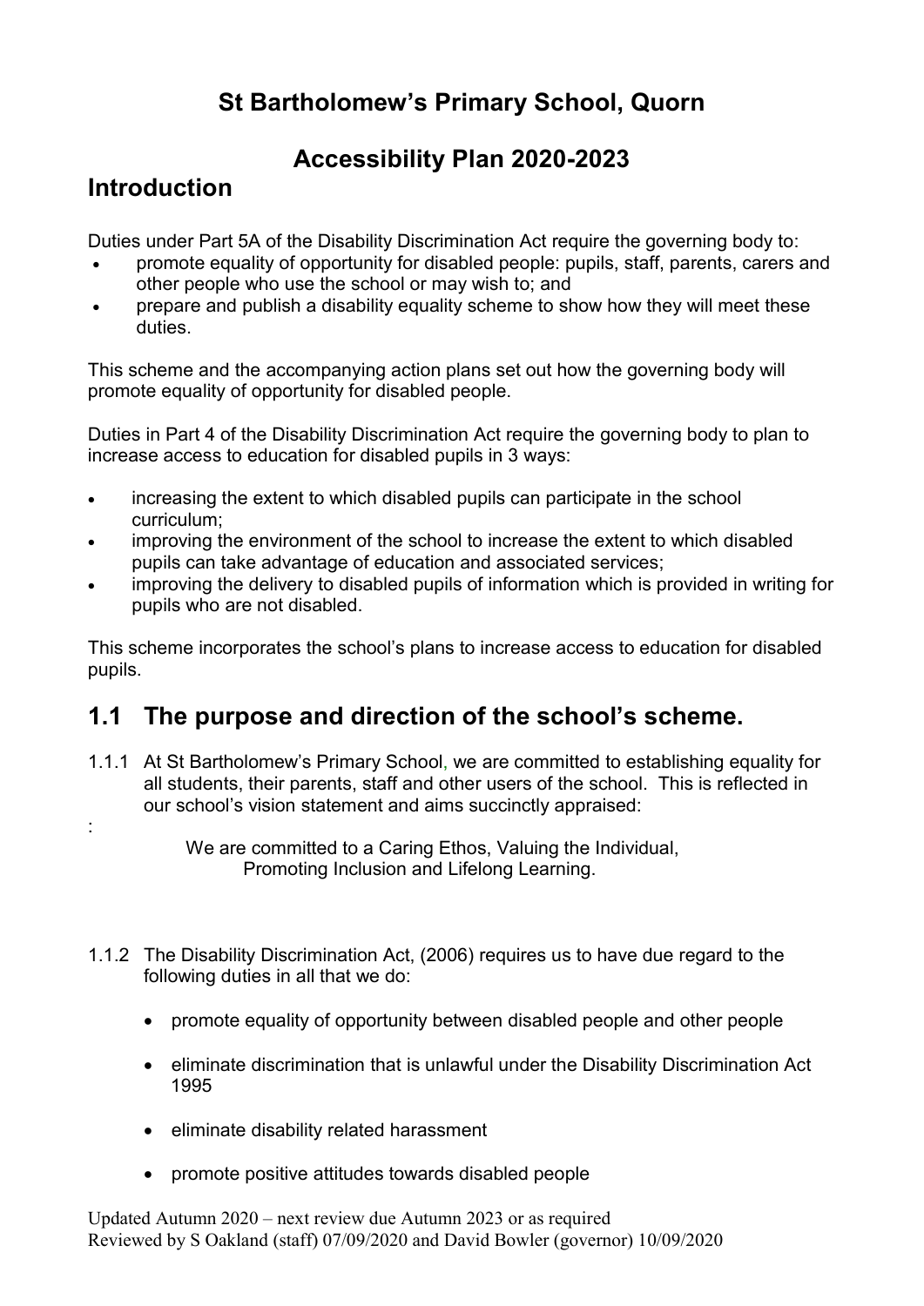# St Bartholomew's Primary School, Quorn

# Accessibility Plan 2020-2023

## Introduction

Duties under Part 5A of the Disability Discrimination Act require the governing body to:

- promote equality of opportunity for disabled people: pupils, staff, parents, carers and other people who use the school or may wish to; and
- prepare and publish a disability equality scheme to show how they will meet these duties.

This scheme and the accompanying action plans set out how the governing body will promote equality of opportunity for disabled people.

Duties in Part 4 of the Disability Discrimination Act require the governing body to plan to increase access to education for disabled pupils in 3 ways:

- increasing the extent to which disabled pupils can participate in the school curriculum;
- improving the environment of the school to increase the extent to which disabled pupils can take advantage of education and associated services;
- improving the delivery to disabled pupils of information which is provided in writing for pupils who are not disabled.

This scheme incorporates the school's plans to increase access to education for disabled pupils.

## 1.1 The purpose and direction of the school's scheme.

1.1.1 At St Bartholomew's Primary School, we are committed to establishing equality for all students, their parents, staff and other users of the school. This is reflected in our school's vision statement and aims succinctly appraised:

:

We are committed to a Caring Ethos, Valuing the Individual, Promoting Inclusion and Lifelong Learning.

1.1.2 The Disability Discrimination Act, (2006) requires us to have due regard to the following duties in all that we do:

- promote equality of opportunity between disabled people and other people
- eliminate discrimination that is unlawful under the Disability Discrimination Act 1995
- eliminate disability related harassment
- promote positive attitudes towards disabled people

Updated Autumn 2020 – next review due Autumn 2023 or as required
Reviewed by S Oakland (staff) 07/09/2020 and David Bowler (governor) 10/09/2020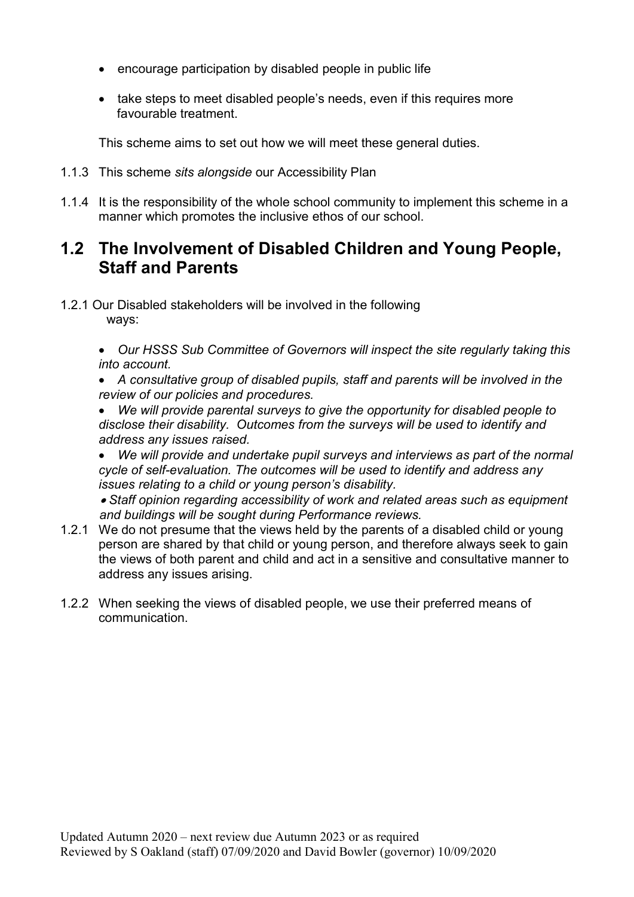- encourage participation by disabled people in public life
- take steps to meet disabled people's needs, even if this requires more favourable treatment.

This scheme aims to set out how we will meet these general duties.

1.1.3 This scheme *sits alongside* our Accessibility Plan

1.1.4 It is the responsibility of the whole school community to implement this scheme in a manner which promotes the inclusive ethos of our school.

## 1.2 The Involvement of Disabled Children and Young People, Staff and Parents

1.2.1 Our Disabled stakeholders will be involved in the following ways:

- *Our HSSS Sub Committee of Governors will inspect the site regularly taking this into account.*
- *A consultative group of disabled pupils, staff and parents will be involved in the review of our policies and procedures.*
- *We will provide parental surveys to give the opportunity for disabled people to disclose their disability. Outcomes from the surveys will be used to identify and address any issues raised.*
- *We will provide and undertake pupil surveys and interviews as part of the normal cycle of self-evaluation. The outcomes will be used to identify and address any issues relating to a child or young person's disability.*
- *Staff opinion regarding accessibility of work and related areas such as equipment and buildings will be sought during Performance reviews.*

1.2.1 We do not presume that the views held by the parents of a disabled child or young person are shared by that child or young person, and therefore always seek to gain the views of both parent and child and act in a sensitive and consultative manner to address any issues arising.

1.2.2 When seeking the views of disabled people, we use their preferred means of communication.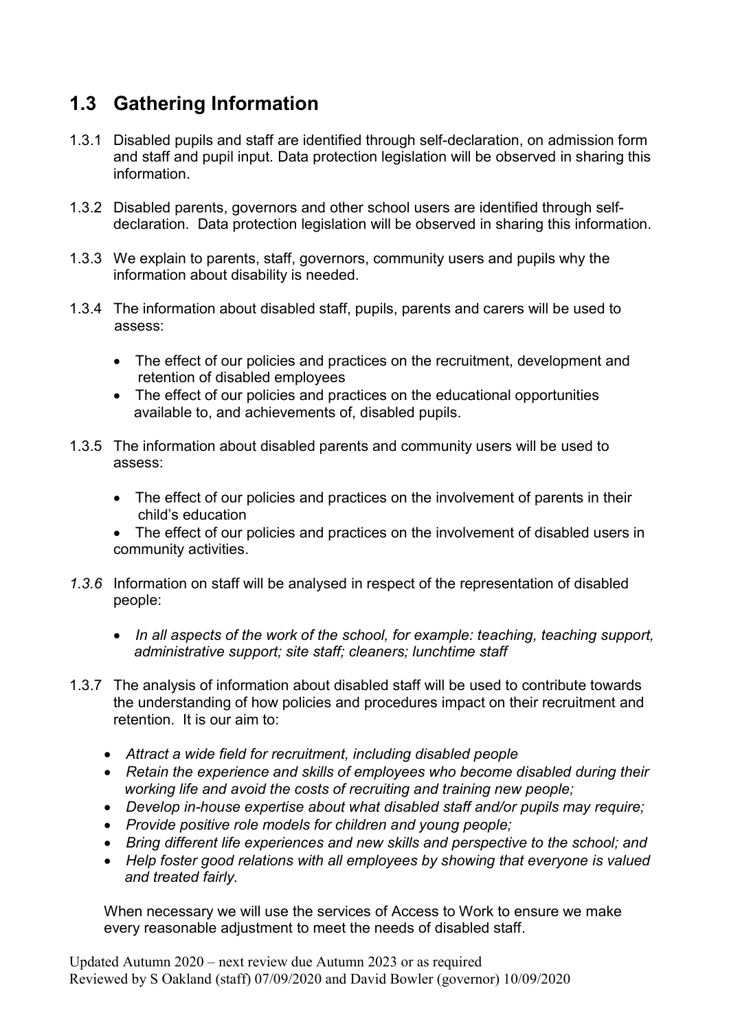## 1.3 Gathering Information

1.3.1 Disabled pupils and staff are identified through self-declaration, on admission form and staff and pupil input. Data protection legislation will be observed in sharing this information.

1.3.2 Disabled parents, governors and other school users are identified through self-declaration. Data protection legislation will be observed in sharing this information.

1.3.3 We explain to parents, staff, governors, community users and pupils why the information about disability is needed.

1.3.4 The information about disabled staff, pupils, parents and carers will be used to assess:

- The effect of our policies and practices on the recruitment, development and retention of disabled employees
- The effect of our policies and practices on the educational opportunities available to, and achievements of, disabled pupils.

1.3.5 The information about disabled parents and community users will be used to assess:

- The effect of our policies and practices on the involvement of parents in their child's education
- The effect of our policies and practices on the involvement of disabled users in community activities.

*1.3.6* Information on staff will be analysed in respect of the representation of disabled people:

- *In all aspects of the work of the school, for example: teaching, teaching support, administrative support; site staff; cleaners; lunchtime staff*

1.3.7 The analysis of information about disabled staff will be used to contribute towards the understanding of how policies and procedures impact on their recruitment and retention. It is our aim to:

- *Attract a wide field for recruitment, including disabled people*
- *Retain the experience and skills of employees who become disabled during their working life and avoid the costs of recruiting and training new people;*
- *Develop in-house expertise about what disabled staff and/or pupils may require;*
- *Provide positive role models for children and young people;*
- *Bring different life experiences and new skills and perspective to the school; and*
- *Help foster good relations with all employees by showing that everyone is valued and treated fairly.*

When necessary we will use the services of Access to Work to ensure we make every reasonable adjustment to meet the needs of disabled staff.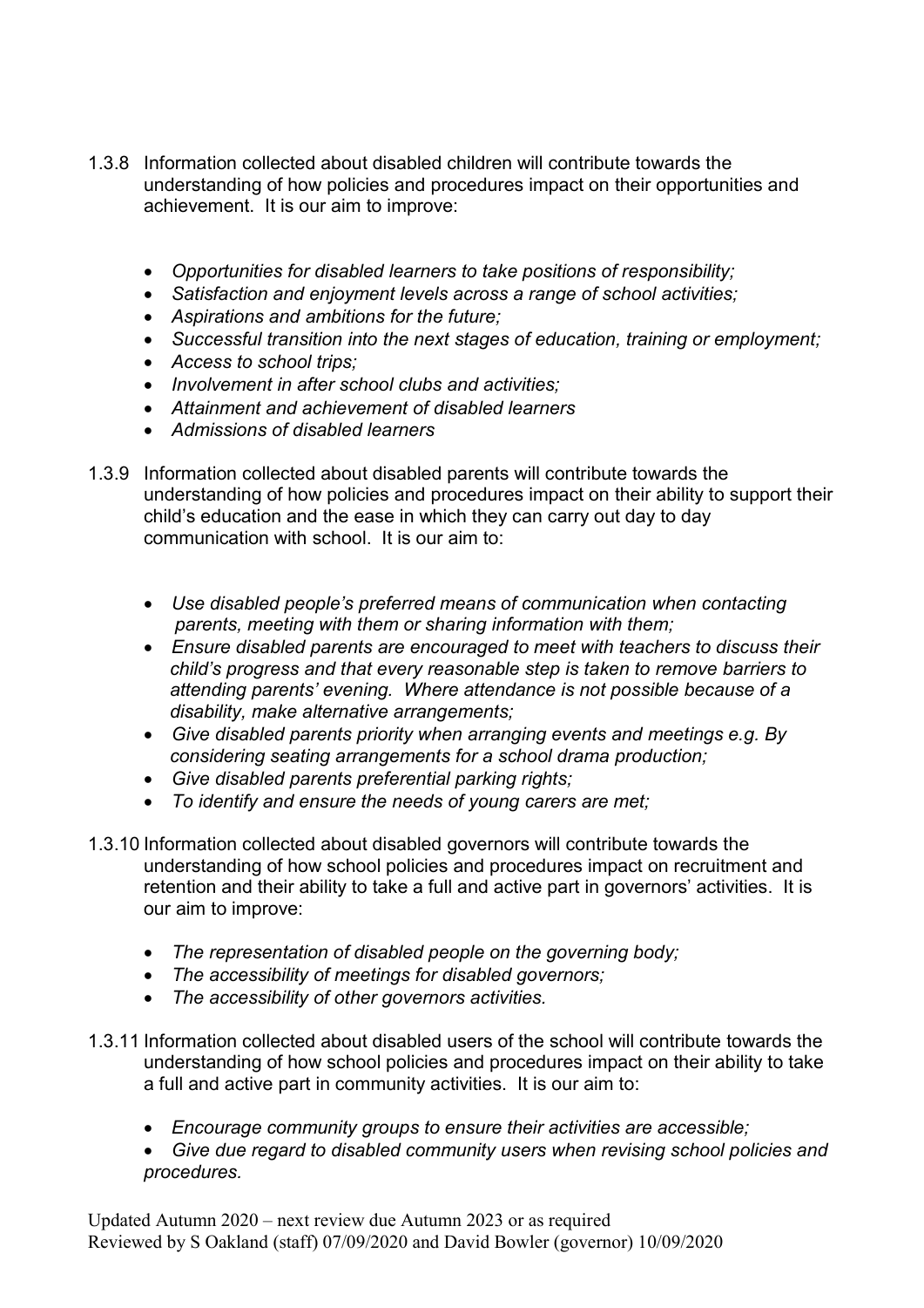1.3.8 Information collected about disabled children will contribute towards the understanding of how policies and procedures impact on their opportunities and achievement. It is our aim to improve:

- *Opportunities for disabled learners to take positions of responsibility;*
- *Satisfaction and enjoyment levels across a range of school activities;*
- *Aspirations and ambitions for the future;*
- *Successful transition into the next stages of education, training or employment;*
- *Access to school trips;*
- *Involvement in after school clubs and activities;*
- *Attainment and achievement of disabled learners*
- *Admissions of disabled learners*

1.3.9 Information collected about disabled parents will contribute towards the understanding of how policies and procedures impact on their ability to support their child's education and the ease in which they can carry out day to day communication with school. It is our aim to:

- *Use disabled people's preferred means of communication when contacting parents, meeting with them or sharing information with them;*
- *Ensure disabled parents are encouraged to meet with teachers to discuss their child's progress and that every reasonable step is taken to remove barriers to attending parents' evening. Where attendance is not possible because of a disability, make alternative arrangements;*
- *Give disabled parents priority when arranging events and meetings e.g. By considering seating arrangements for a school drama production;*
- *Give disabled parents preferential parking rights;*
- *To identify and ensure the needs of young carers are met;*

1.3.10 Information collected about disabled governors will contribute towards the understanding of how school policies and procedures impact on recruitment and retention and their ability to take a full and active part in governors' activities. It is our aim to improve:

- *The representation of disabled people on the governing body;*
- *The accessibility of meetings for disabled governors;*
- *The accessibility of other governors activities.*

1.3.11 Information collected about disabled users of the school will contribute towards the understanding of how school policies and procedures impact on their ability to take a full and active part in community activities. It is our aim to:

- *Encourage community groups to ensure their activities are accessible;*
- *Give due regard to disabled community users when revising school policies and procedures.*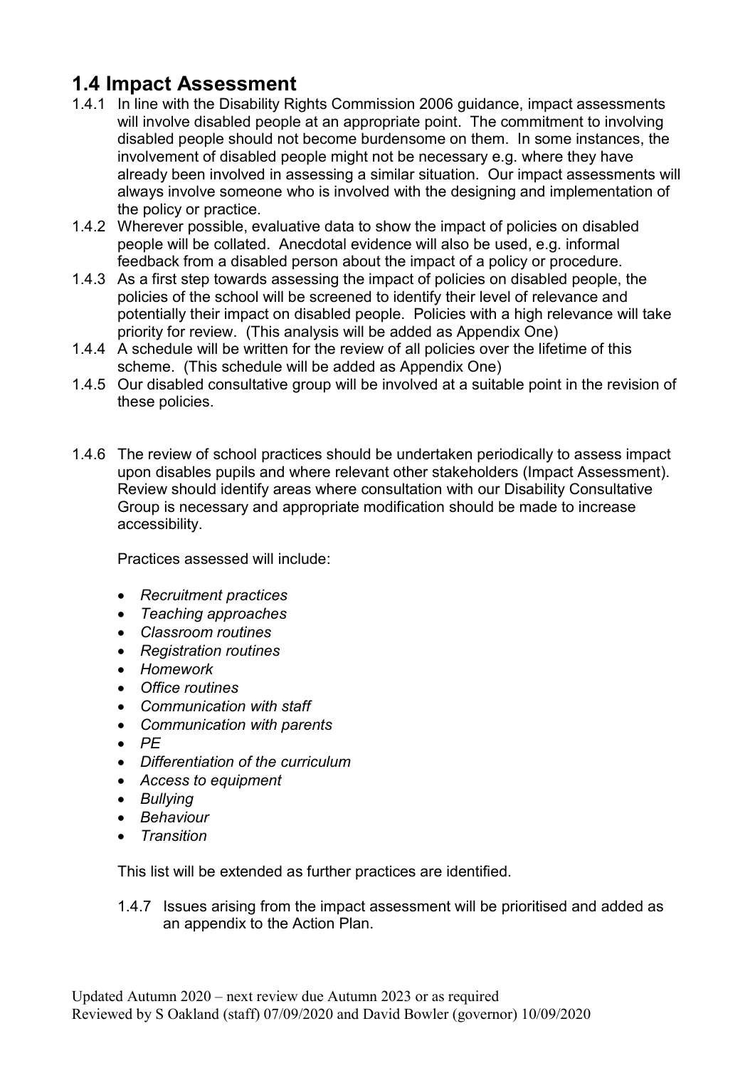## 1.4 Impact Assessment

1.4.1 In line with the Disability Rights Commission 2006 guidance, impact assessments will involve disabled people at an appropriate point. The commitment to involving disabled people should not become burdensome on them. In some instances, the involvement of disabled people might not be necessary e.g. where they have already been involved in assessing a similar situation. Our impact assessments will always involve someone who is involved with the designing and implementation of the policy or practice.

1.4.2 Wherever possible, evaluative data to show the impact of policies on disabled people will be collated. Anecdotal evidence will also be used, e.g. informal feedback from a disabled person about the impact of a policy or procedure.

1.4.3 As a first step towards assessing the impact of policies on disabled people, the policies of the school will be screened to identify their level of relevance and potentially their impact on disabled people. Policies with a high relevance will take priority for review. (This analysis will be added as Appendix One)

1.4.4 A schedule will be written for the review of all policies over the lifetime of this scheme. (This schedule will be added as Appendix One)

1.4.5 Our disabled consultative group will be involved at a suitable point in the revision of these policies.

1.4.6 The review of school practices should be undertaken periodically to assess impact upon disables pupils and where relevant other stakeholders (Impact Assessment). Review should identify areas where consultation with our Disability Consultative Group is necessary and appropriate modification should be made to increase accessibility.

Practices assessed will include:

- *Recruitment practices*
- *Teaching approaches*
- *Classroom routines*
- *Registration routines*
- *Homework*
- *Office routines*
- *Communication with staff*
- *Communication with parents*
- *PE*
- *Differentiation of the curriculum*
- *Access to equipment*
- *Bullying*
- *Behaviour*
- *Transition*

This list will be extended as further practices are identified.

1.4.7 Issues arising from the impact assessment will be prioritised and added as an appendix to the Action Plan.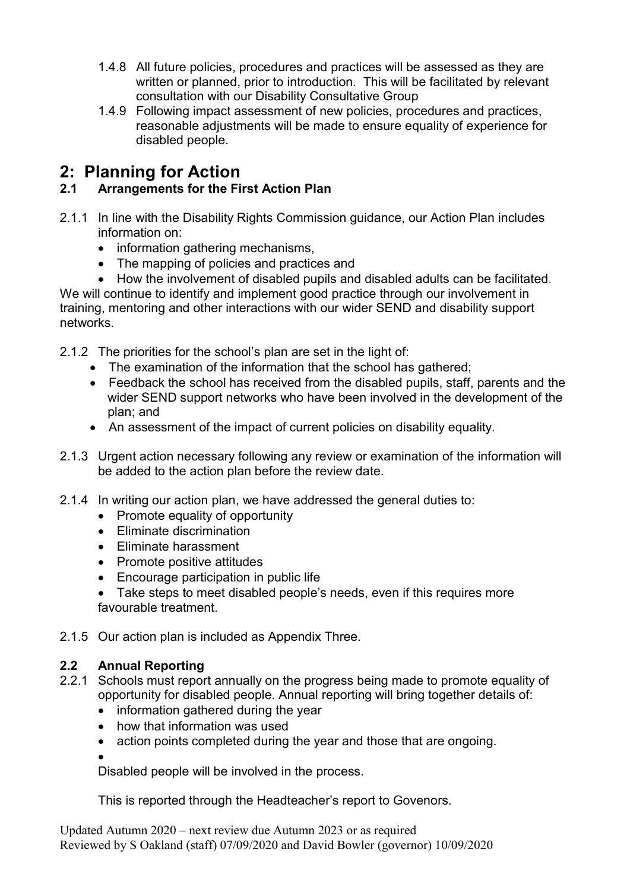1.4.8 All future policies, procedures and practices will be assessed as they are written or planned, prior to introduction. This will be facilitated by relevant consultation with our Disability Consultative Group

1.4.9 Following impact assessment of new policies, procedures and practices, reasonable adjustments will be made to ensure equality of experience for disabled people.

# 2: Planning for Action

## 2.1 Arrangements for the First Action Plan

2.1.1 In line with the Disability Rights Commission guidance, our Action Plan includes information on:

- information gathering mechanisms,
- The mapping of policies and practices and
- How the involvement of disabled pupils and disabled adults can be facilitated.

We will continue to identify and implement good practice through our involvement in training, mentoring and other interactions with our wider SEND and disability support networks.

2.1.2 The priorities for the school's plan are set in the light of:

- The examination of the information that the school has gathered;
- Feedback the school has received from the disabled pupils, staff, parents and the wider SEND support networks who have been involved in the development of the plan; and
- An assessment of the impact of current policies on disability equality.

2.1.3 Urgent action necessary following any review or examination of the information will be added to the action plan before the review date.

2.1.4 In writing our action plan, we have addressed the general duties to:

- Promote equality of opportunity
- Eliminate discrimination
- Eliminate harassment
- Promote positive attitudes
- Encourage participation in public life
- Take steps to meet disabled people's needs, even if this requires more favourable treatment.

2.1.5 Our action plan is included as Appendix Three.

## 2.2 Annual Reporting

2.2.1 Schools must report annually on the progress being made to promote equality of opportunity for disabled people. Annual reporting will bring together details of:

- information gathered during the year
- how that information was used
- action points completed during the year and those that are ongoing.

Disabled people will be involved in the process.

This is reported through the Headteacher's report to Govenors.

Updated Autumn 2020 – next review due Autumn 2023 or as required
Reviewed by S Oakland (staff) 07/09/2020 and David Bowler (governor) 10/09/2020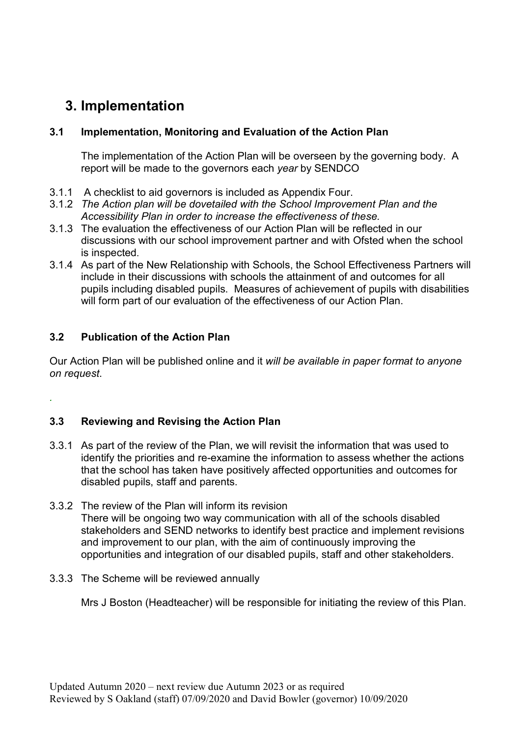# 3. Implementation

### 3.1 Implementation, Monitoring and Evaluation of the Action Plan

The implementation of the Action Plan will be overseen by the governing body. A report will be made to the governors each *year* by SENDCO

3.1.1 A checklist to aid governors is included as Appendix Four.

3.1.2 *The Action plan will be dovetailed with the School Improvement Plan and the Accessibility Plan in order to increase the effectiveness of these.*

3.1.3 The evaluation the effectiveness of our Action Plan will be reflected in our discussions with our school improvement partner and with Ofsted when the school is inspected.

3.1.4 As part of the New Relationship with Schools, the School Effectiveness Partners will include in their discussions with schools the attainment of and outcomes for all pupils including disabled pupils. Measures of achievement of pupils with disabilities will form part of our evaluation of the effectiveness of our Action Plan.

### 3.2 Publication of the Action Plan

Our Action Plan will be published online and it *will be available in paper format to anyone on request*.

### 3.3 Reviewing and Revising the Action Plan

3.3.1 As part of the review of the Plan, we will revisit the information that was used to identify the priorities and re-examine the information to assess whether the actions that the school has taken have positively affected opportunities and outcomes for disabled pupils, staff and parents.

3.3.2 The review of the Plan will inform its revision
There will be ongoing two way communication with all of the schools disabled stakeholders and SEND networks to identify best practice and implement revisions and improvement to our plan, with the aim of continuously improving the opportunities and integration of our disabled pupils, staff and other stakeholders.

3.3.3 The Scheme will be reviewed annually

Mrs J Boston (Headteacher) will be responsible for initiating the review of this Plan.

Updated Autumn 2020 – next review due Autumn 2023 or as required
Reviewed by S Oakland (staff) 07/09/2020 and David Bowler (governor) 10/09/2020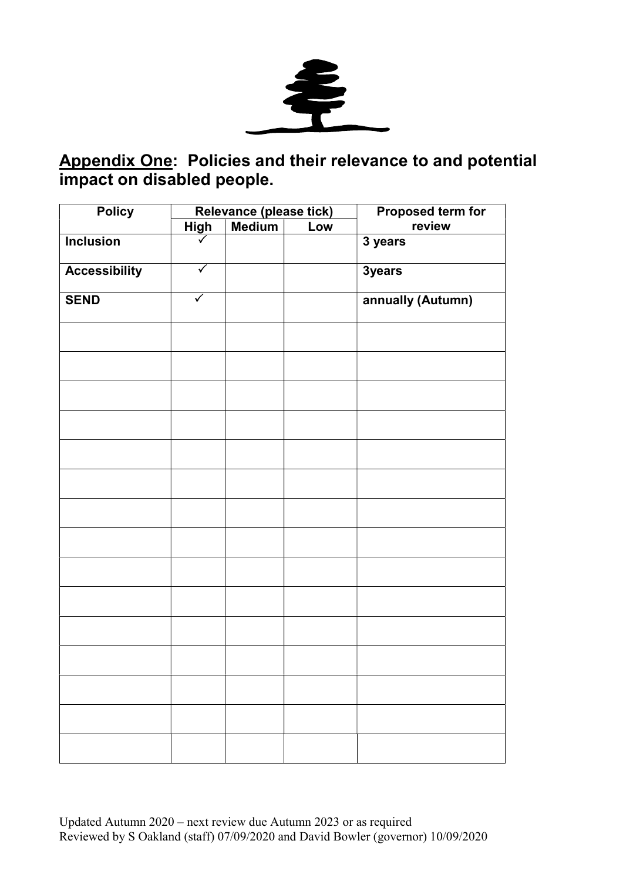## **Appendix One**: Policies and their relevance to and potential impact on disabled people.

| **Policy** | **Relevance (please tick)** | | | **Proposed term for review** |
|---|---|---|---|---|
| | **High** | **Medium** | **Low** | |
| **Inclusion** | ✓ | | | **3 years** |
| **Accessibility** | ✓ | | | **3years** |
| **SEND** | ✓ | | | **annually (Autumn)** |
| | | | | |
| | | | | |
| | | | | |
| | | | | |
| | | | | |
| | | | | |
| | | | | |
| | | | | |
| | | | | |
| | | | | |
| | | | | |
| | | | | |
| | | | | |
| | | | | |
| | | | | |

Updated Autumn 2020 – next review due Autumn 2023 or as required
Reviewed by S Oakland (staff) 07/09/2020 and David Bowler (governor) 10/09/2020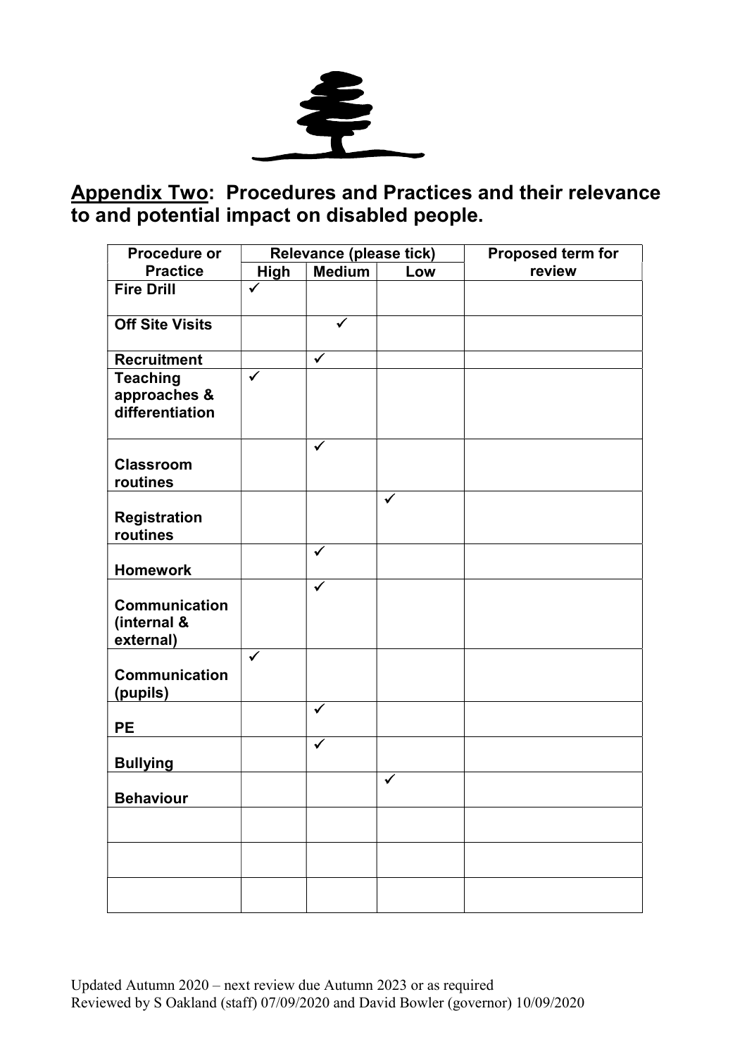## Appendix Two: Procedures and Practices and their relevance to and potential impact on disabled people.

| Procedure or Practice | Relevance (please tick) | | | Proposed term for review |
|---|---|---|---|---|
| | High | Medium | Low | |
| Fire Drill | ✓ | | | |
| Off Site Visits | | ✓ | | |
| Recruitment | | ✓ | | |
| Teaching approaches & differentiation | ✓ | | | |
| Classroom routines | | ✓ | | |
| Registration routines | | | ✓ | |
| Homework | | ✓ | | |
| Communication (internal & external) | | ✓ | | |
| Communication (pupils) | ✓ | | | |
| PE | | ✓ | | |
| Bullying | | ✓ | | |
| Behaviour | | | ✓ | |
| | | | | |
| | | | | |
| | | | | |

Updated Autumn 2020 – next review due Autumn 2023 or as required
Reviewed by S Oakland (staff) 07/09/2020 and David Bowler (governor) 10/09/2020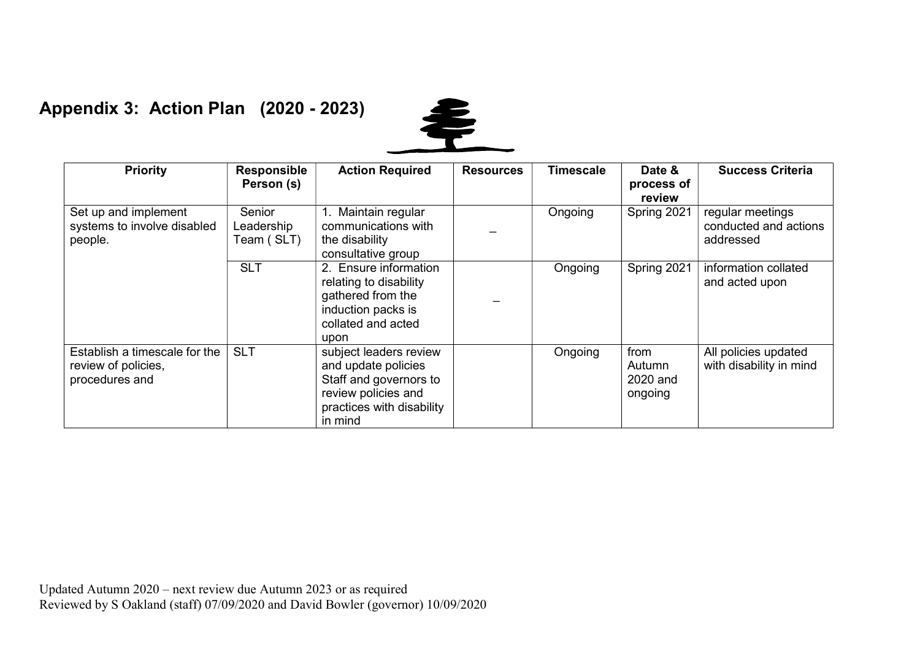## Appendix 3: Action Plan (2020 - 2023)

| Priority | Responsible Person (s) | Action Required | Resources | Timescale | Date & process of review | Success Criteria |
|---|---|---|---|---|---|---|
| Set up and implement systems to involve disabled people. | Senior Leadership Team ( SLT) | 1. Maintain regular communications with the disability consultative group | _ | Ongoing | Spring 2021 | regular meetings conducted and actions addressed |
| | SLT | 2. Ensure information relating to disability gathered from the induction packs is collated and acted upon | _ | Ongoing | Spring 2021 | information collated and acted upon |
| Establish a timescale for the review of policies, procedures and | SLT | subject leaders review and update policies Staff and governors to review policies and practices with disability in mind | | Ongoing | from Autumn 2020 and ongoing | All policies updated with disability in mind |

Updated Autumn 2020 – next review due Autumn 2023 or as required
Reviewed by S Oakland (staff) 07/09/2020 and David Bowler (governor) 10/09/2020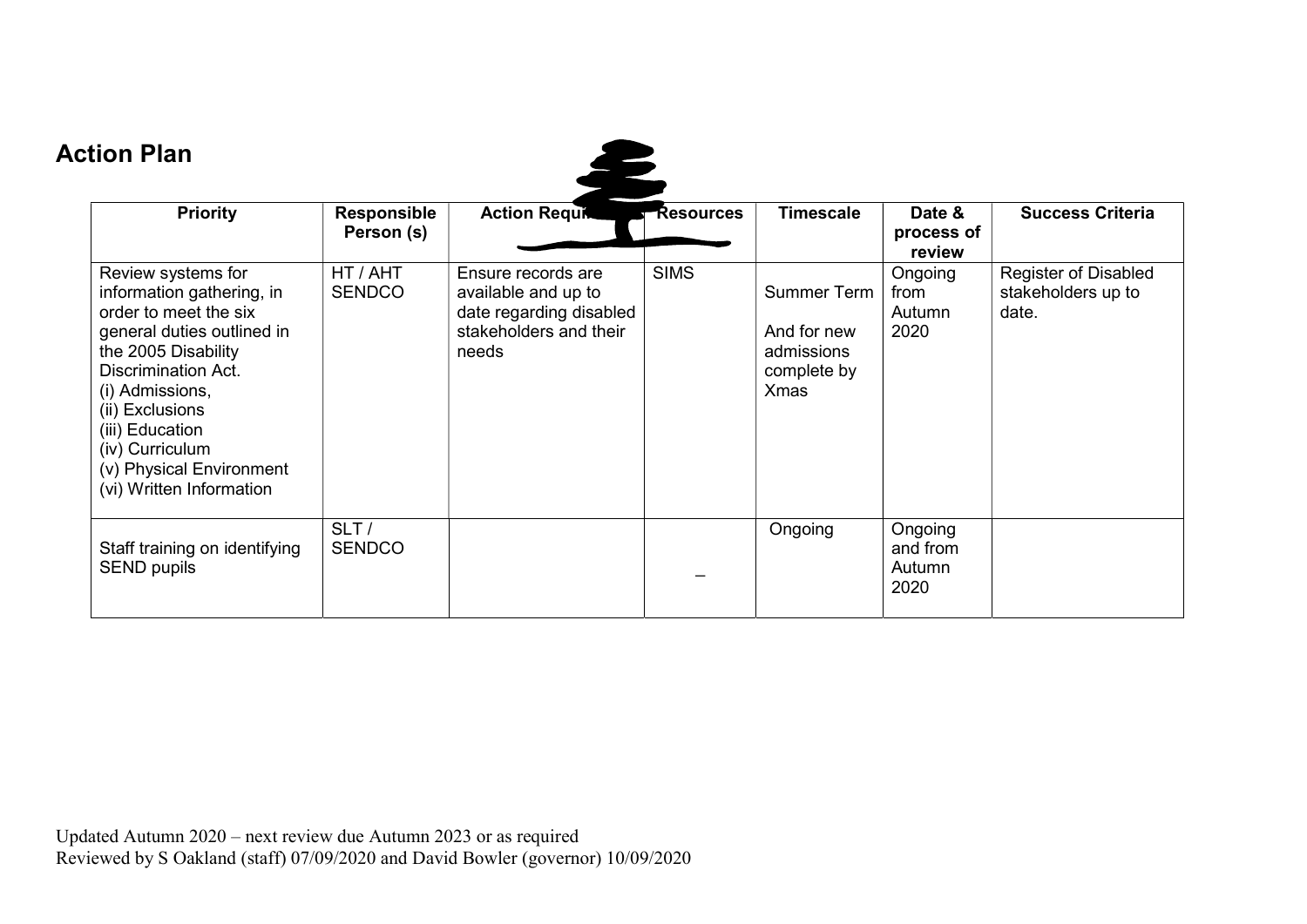## Action Plan

| Priority | Responsible Person (s) | Action Required | Resources | Timescale | Date & process of review | Success Criteria |
|---|---|---|---|---|---|---|
| Review systems for information gathering, in order to meet the six general duties outlined in the 2005 Disability Discrimination Act.<br>(i) Admissions,<br>(ii) Exclusions<br>(iii) Education<br>(iv) Curriculum<br>(v) Physical Environment<br>(vi) Written Information | HT / AHT SENDCO | Ensure records are available and up to date regarding disabled stakeholders and their needs | SIMS | Summer Term<br><br>And for new admissions complete by Xmas | Ongoing from Autumn 2020 | Register of Disabled stakeholders up to date. |
| Staff training on identifying SEND pupils | SLT / SENDCO | | _ | Ongoing | Ongoing and from Autumn 2020 | |

Updated Autumn 2020 – next review due Autumn 2023 or as required
Reviewed by S Oakland (staff) 07/09/2020 and David Bowler (governor) 10/09/2020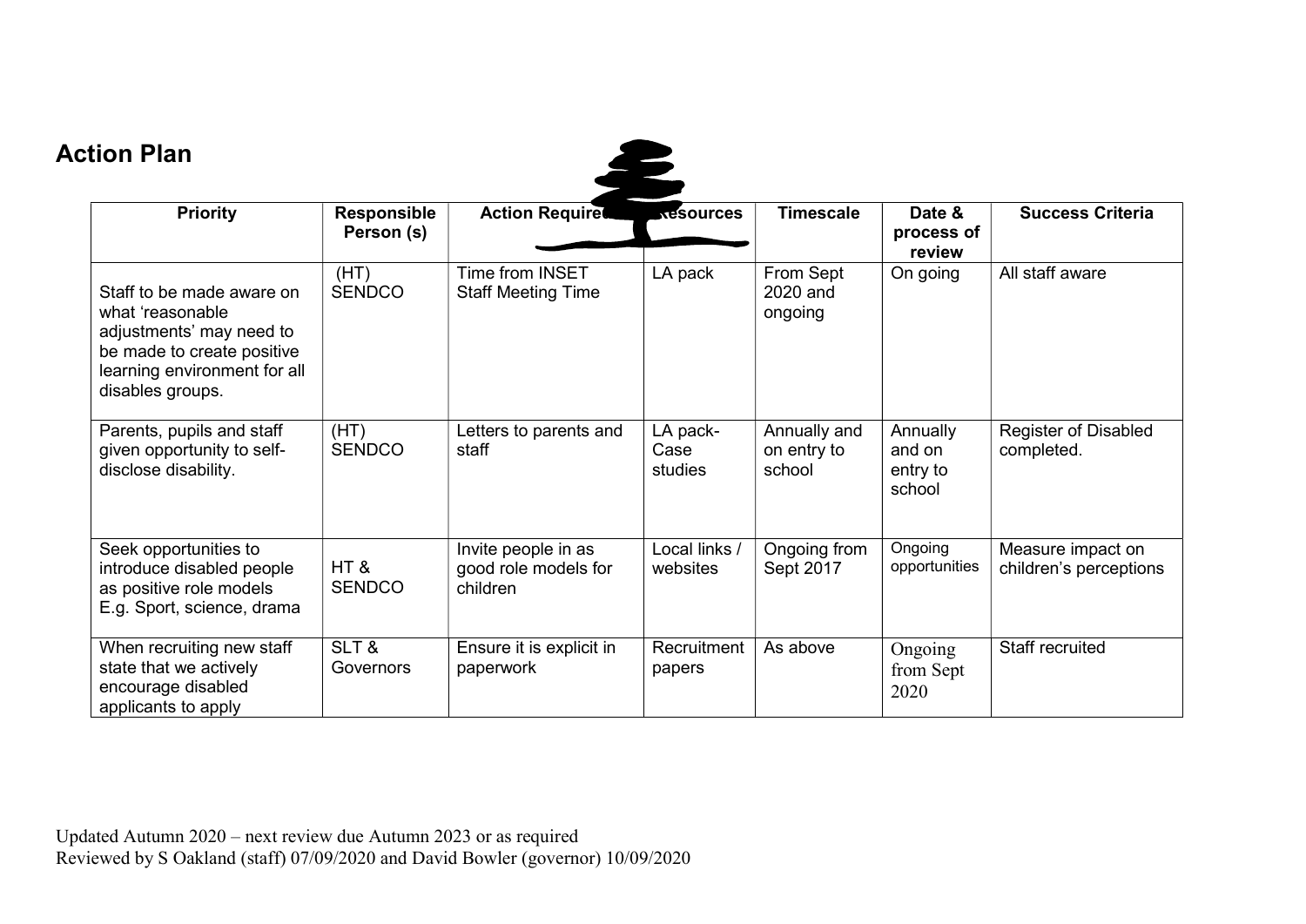## Action Plan

| Priority | Responsible Person (s) | Action Required | Resources | Timescale | Date & process of review | Success Criteria |
|---|---|---|---|---|---|---|
| Staff to be made aware on what 'reasonable adjustments' may need to be made to create positive learning environment for all disables groups. | (HT) SENDCO | Time from INSET Staff Meeting Time | LA pack | From Sept 2020 and ongoing | On going | All staff aware |
| Parents, pupils and staff given opportunity to self-disclose disability. | (HT) SENDCO | Letters to parents and staff | LA pack- Case studies | Annually and on entry to school | Annually and on entry to school | Register of Disabled completed. |
| Seek opportunities to introduce disabled people as positive role models E.g. Sport, science, drama | HT & SENDCO | Invite people in as good role models for children | Local links / websites | Ongoing from Sept 2017 | Ongoing opportunities | Measure impact on children's perceptions |
| When recruiting new staff state that we actively encourage disabled applicants to apply | SLT & Governors | Ensure it is explicit in paperwork | Recruitment papers | As above | Ongoing from Sept 2020 | Staff recruited |

Updated Autumn 2020 – next review due Autumn 2023 or as required
Reviewed by S Oakland (staff) 07/09/2020 and David Bowler (governor) 10/09/2020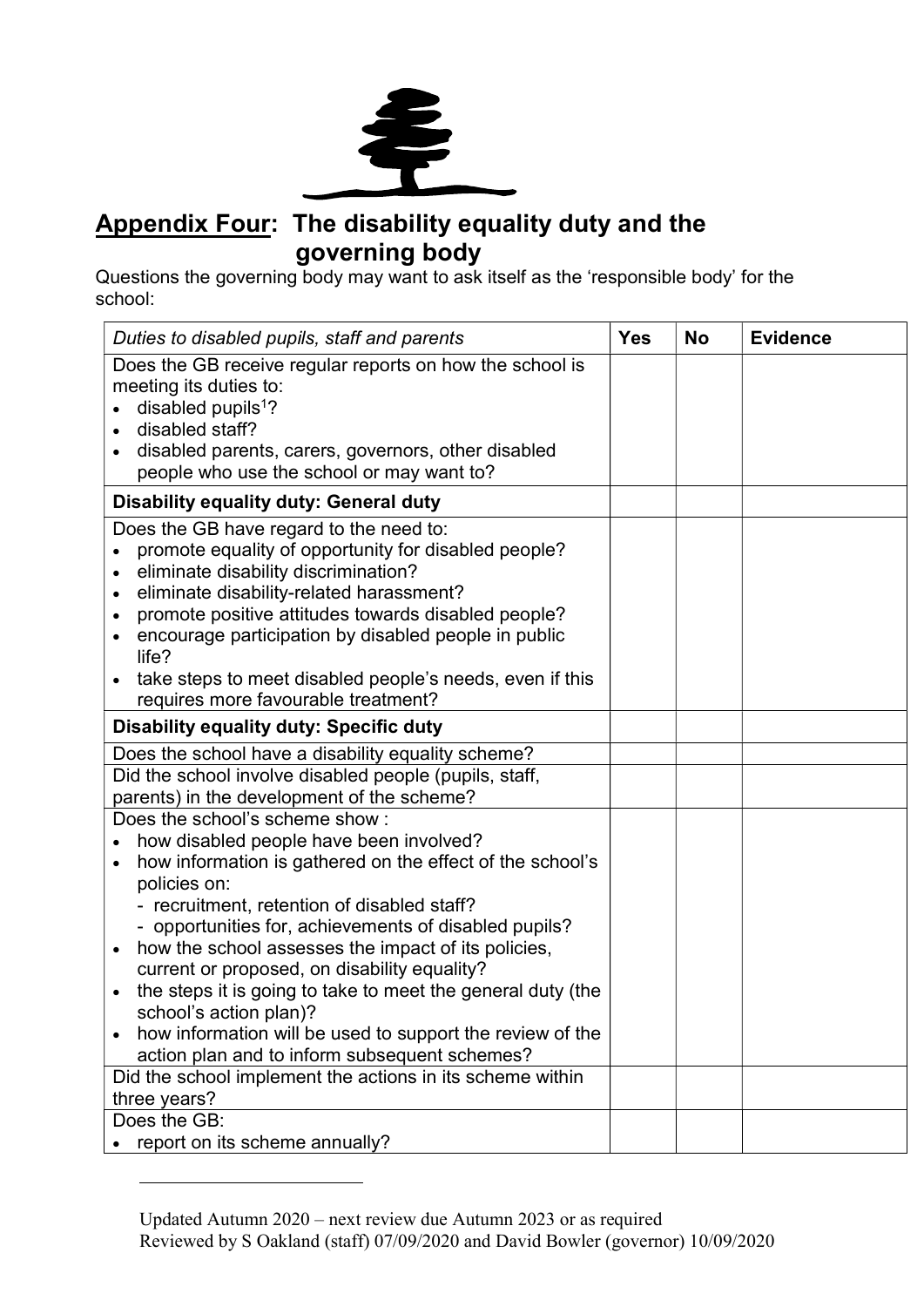## Appendix Four: The disability equality duty and the governing body

Questions the governing body may want to ask itself as the 'responsible body' for the school:

| *Duties to disabled pupils, staff and parents* | **Yes** | **No** | **Evidence** |
|---|---|---|---|
| Does the GB receive regular reports on how the school is meeting its duties to:<br>• disabled pupils[1]?<br>• disabled staff?<br>• disabled parents, carers, governors, other disabled people who use the school or may want to? | | | |
| **Disability equality duty: General duty** | | | |
| Does the GB have regard to the need to:<br>• promote equality of opportunity for disabled people?<br>• eliminate disability discrimination?<br>• eliminate disability-related harassment?<br>• promote positive attitudes towards disabled people?<br>• encourage participation by disabled people in public life?<br>• take steps to meet disabled people's needs, even if this requires more favourable treatment? | | | |
| **Disability equality duty: Specific duty** | | | |
| Does the school have a disability equality scheme? | | | |
| Did the school involve disabled people (pupils, staff, parents) in the development of the scheme? | | | |
| Does the school's scheme show :<br>• how disabled people have been involved?<br>• how information is gathered on the effect of the school's policies on:<br>  - recruitment, retention of disabled staff?<br>  - opportunities for, achievements of disabled pupils?<br>• how the school assesses the impact of its policies, current or proposed, on disability equality?<br>• the steps it is going to take to meet the general duty (the school's action plan)?<br>• how information will be used to support the review of the action plan and to inform subsequent schemes? | | | |
| Did the school implement the actions in its scheme within three years? | | | |
| Does the GB:<br>• report on its scheme annually? | | | |

Updated Autumn 2020 – next review due Autumn 2023 or as required
Reviewed by S Oakland (staff) 07/09/2020 and David Bowler (governor) 10/09/2020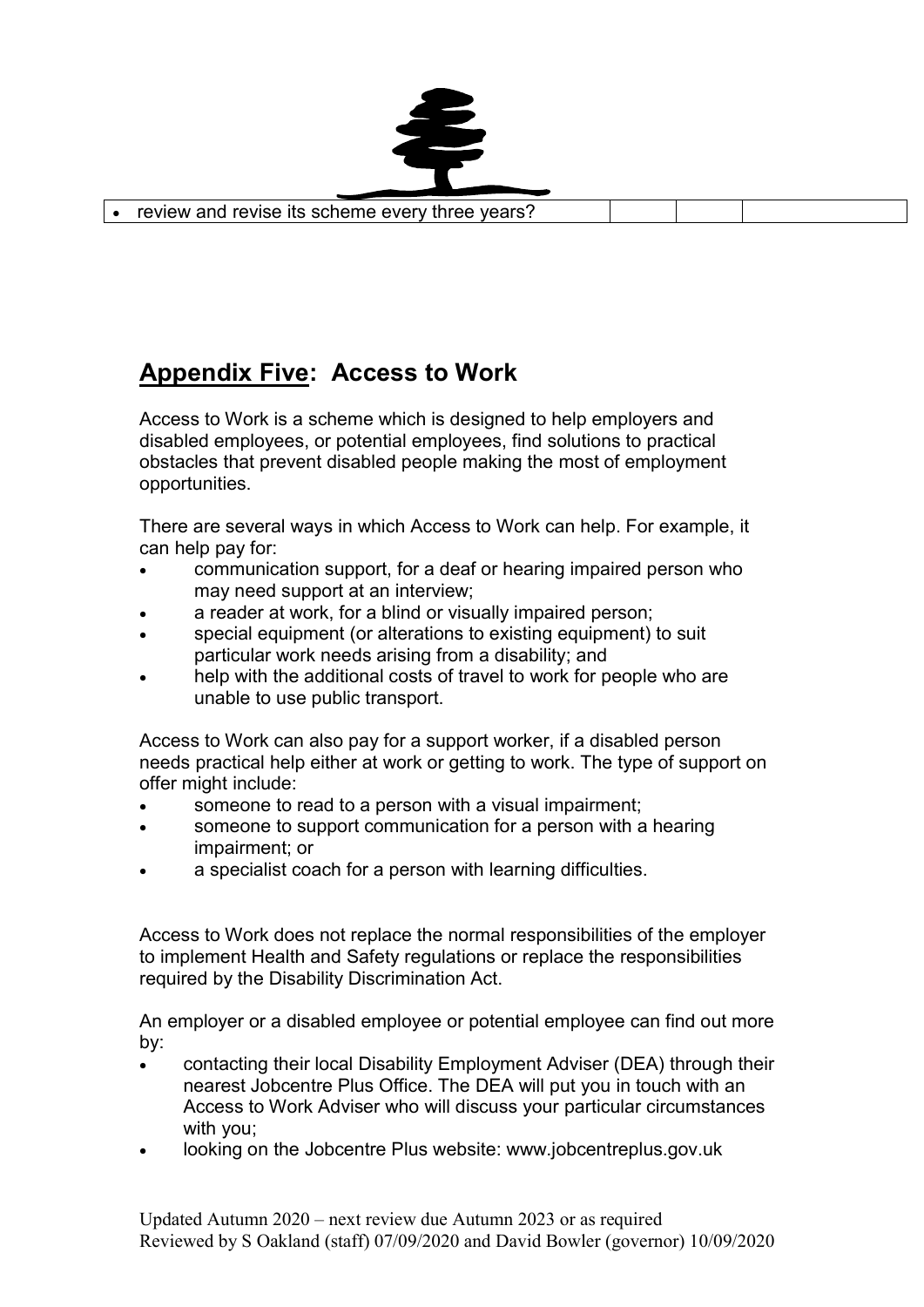| • review and revise its scheme every three years? | | | |
|---|---|---|---|

## Appendix Five: Access to Work

Access to Work is a scheme which is designed to help employers and disabled employees, or potential employees, find solutions to practical obstacles that prevent disabled people making the most of employment opportunities.

There are several ways in which Access to Work can help. For example, it can help pay for:

- communication support, for a deaf or hearing impaired person who may need support at an interview;
- a reader at work, for a blind or visually impaired person;
- special equipment (or alterations to existing equipment) to suit particular work needs arising from a disability; and
- help with the additional costs of travel to work for people who are unable to use public transport.

Access to Work can also pay for a support worker, if a disabled person needs practical help either at work or getting to work. The type of support on offer might include:

- someone to read to a person with a visual impairment;
- someone to support communication for a person with a hearing impairment; or
- a specialist coach for a person with learning difficulties.

Access to Work does not replace the normal responsibilities of the employer to implement Health and Safety regulations or replace the responsibilities required by the Disability Discrimination Act.

An employer or a disabled employee or potential employee can find out more by:

- contacting their local Disability Employment Adviser (DEA) through their nearest Jobcentre Plus Office. The DEA will put you in touch with an Access to Work Adviser who will discuss your particular circumstances with you;
- looking on the Jobcentre Plus website: www.jobcentreplus.gov.uk

Updated Autumn 2020 – next review due Autumn 2023 or as required
Reviewed by S Oakland (staff) 07/09/2020 and David Bowler (governor) 10/09/2020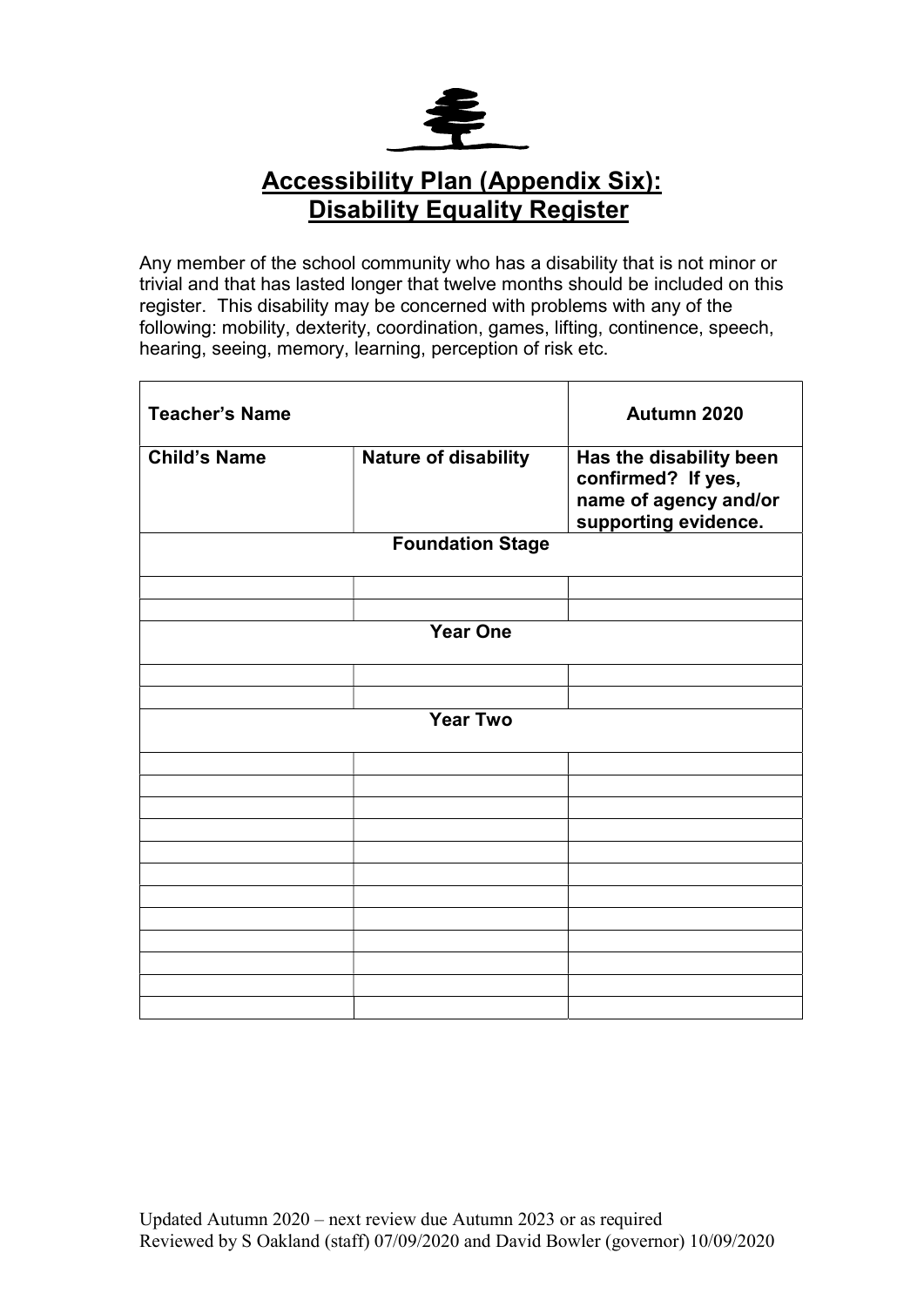## Accessibility Plan (Appendix Six): Disability Equality Register

Any member of the school community who has a disability that is not minor or trivial and that has lasted longer that twelve months should be included on this register. This disability may be concerned with problems with any of the following: mobility, dexterity, coordination, games, lifting, continence, speech, hearing, seeing, memory, learning, perception of risk etc.

| **Teacher's Name** | | **Autumn 2020** |
|---|---|---|
| **Child's Name** | **Nature of disability** | **Has the disability been confirmed? If yes, name of agency and/or supporting evidence.** |
| | **Foundation Stage** | |
| | | |
| | | |
| | **Year One** | |
| | | |
| | | |
| | **Year Two** | |
| | | |
| | | |
| | | |
| | | |
| | | |
| | | |
| | | |
| | | |
| | | |
| | | |
| | | |
| | | |

Updated Autumn 2020 – next review due Autumn 2023 or as required
Reviewed by S Oakland (staff) 07/09/2020 and David Bowler (governor) 10/09/2020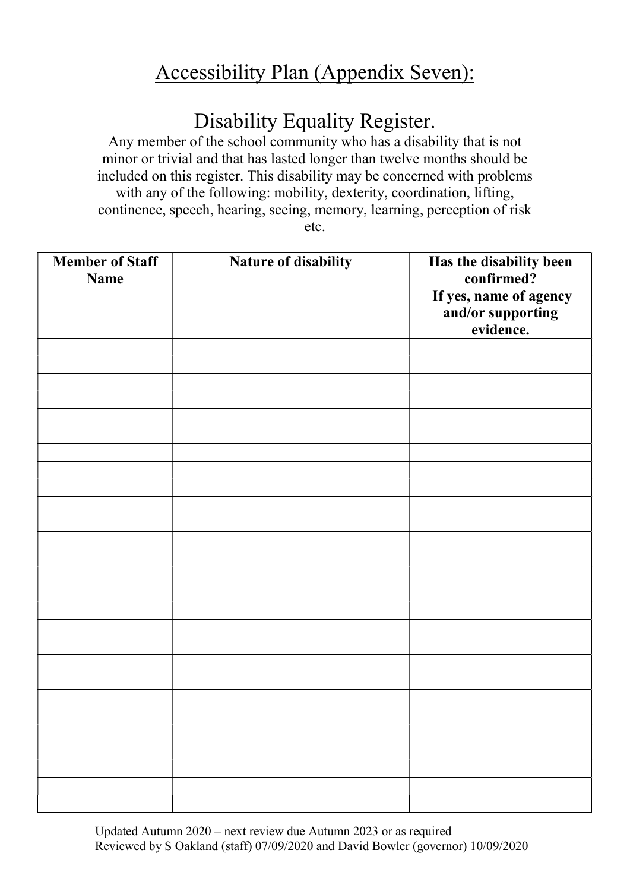# Accessibility Plan (Appendix Seven):

## Disability Equality Register.

Any member of the school community who has a disability that is not minor or trivial and that has lasted longer than twelve months should be included on this register. This disability may be concerned with problems with any of the following: mobility, dexterity, coordination, lifting, continence, speech, hearing, seeing, memory, learning, perception of risk etc.

| Member of Staff Name | Nature of disability | Has the disability been confirmed? If yes, name of agency and/or supporting evidence. |
|---|---|---|
| | | |
| | | |
| | | |
| | | |
| | | |
| | | |
| | | |
| | | |
| | | |
| | | |
| | | |
| | | |
| | | |
| | | |
| | | |
| | | |
| | | |
| | | |
| | | |
| | | |
| | | |
| | | |
| | | |
| | | |
| | | |
| | | |
| | | |

Updated Autumn 2020 – next review due Autumn 2023 or as required
Reviewed by S Oakland (staff) 07/09/2020 and David Bowler (governor) 10/09/2020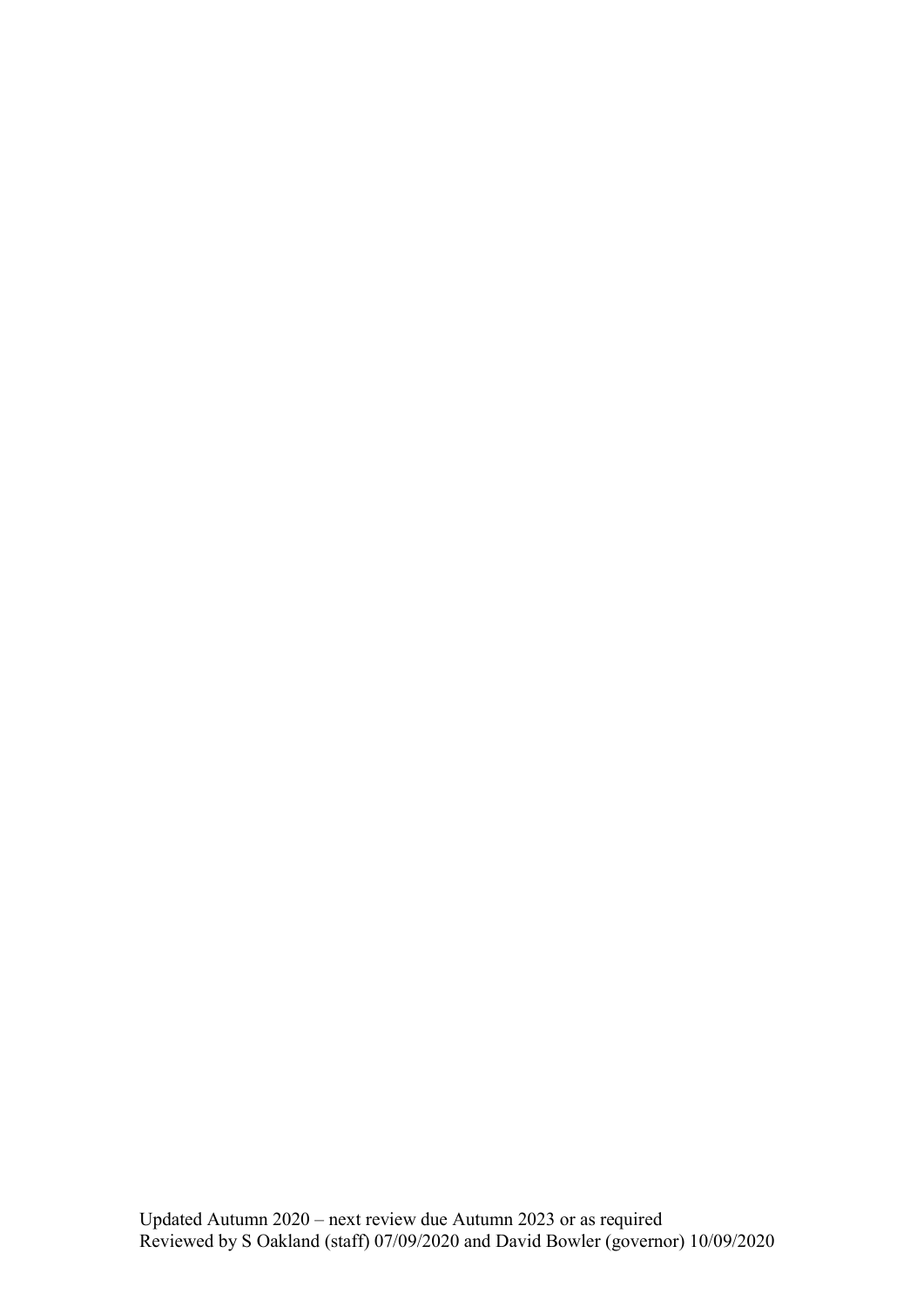Updated Autumn 2020 – next review due Autumn 2023 or as required
Reviewed by S Oakland (staff) 07/09/2020 and David Bowler (governor) 10/09/2020